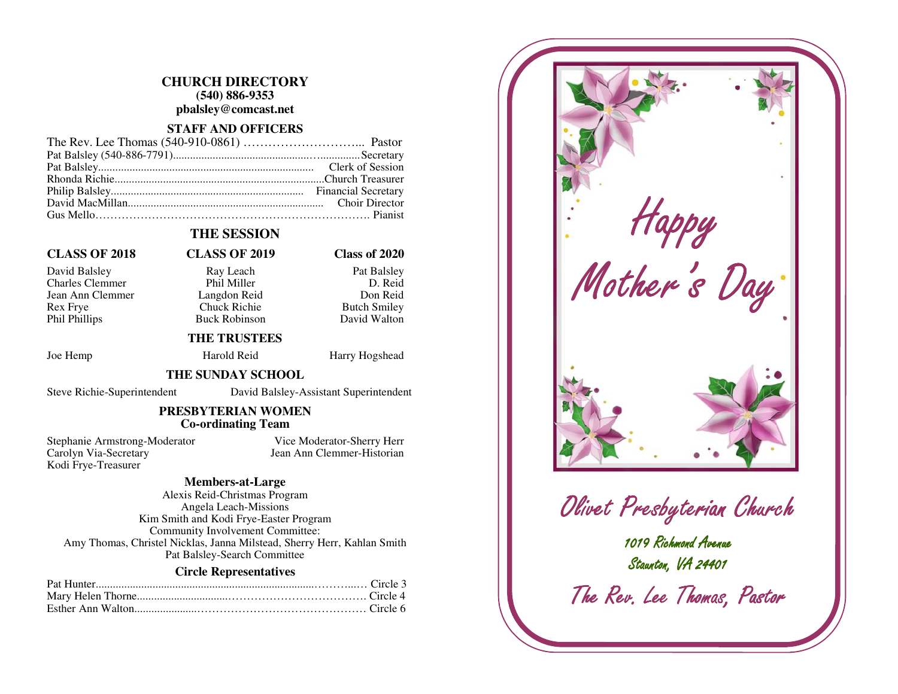# CHURCH DIRECTORY

**(540) 886-9353**

**pbalsley@comcast.net**

## STAFF AND OFFICERS

| | |
|---|---|
| The Rev. Lee Thomas (540-910-0861) | Pastor |
| Pat Balsley (540-886-7791) | Secretary |
| Pat Balsley | Clerk of Session |
| Rhonda Richie | Church Treasurer |
| Philip Balsley | Financial Secretary |
| David MacMillan | Choir Director |
| Gus Mello | Pianist |

## THE SESSION

| CLASS OF 2018 | CLASS OF 2019 | Class of 2020 |
|---|---|---|
| David Balsley | Ray Leach | Pat Balsley |
| Charles Clemmer | Phil Miller | D. Reid |
| Jean Ann Clemmer | Langdon Reid | Don Reid |
| Rex Frye | Chuck Richie | Butch Smiley |
| Phil Phillips | Buck Robinson | David Walton |

## THE TRUSTEES

Joe Hemp | Harold Reid | Harry Hogshead

## THE SUNDAY SCHOOL

Steve Richie-Superintendent

David Balsley-Assistant Superintendent

## PRESBYTERIAN WOMEN
### Co-ordinating Team

Stephanie Armstrong-Moderator

Vice Moderator-Sherry Herr

Carolyn Via-Secretary

Jean Ann Clemmer-Historian

Kodi Frye-Treasurer

### Members-at-Large

Alexis Reid-Christmas Program

Angela Leach-Missions

Kim Smith and Kodi Frye-Easter Program

Community Involvement Committee:

Amy Thomas, Christel Nicklas, Janna Milstead, Sherry Herr, Kahlan Smith

Pat Balsley-Search Committee

### Circle Representatives

| | |
|---|---|
| Pat Hunter | Circle 3 |
| Mary Helen Thorne | Circle 4 |
| Esther Ann Walton | Circle 6 |

# Happy Mother's Day

## Olivet Presbyterian Church

1019 Richmond Avenue

Staunton, VA 24401

The Rev. Lee Thomas, Pastor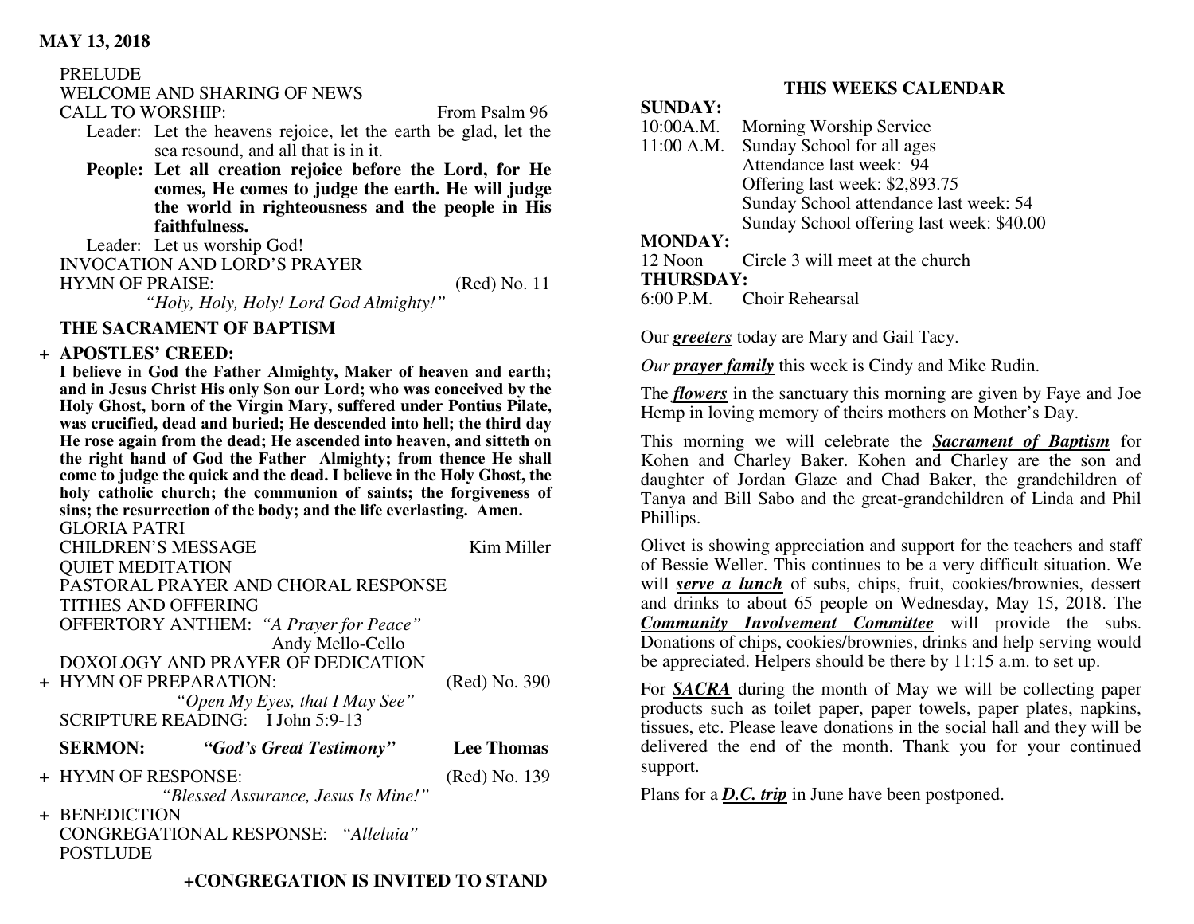**MAY 13, 2018**

PRELUDE

WELCOME AND SHARING OF NEWS

CALL TO WORSHIP: From Psalm 96

Leader: Let the heavens rejoice, let the earth be glad, let the sea resound, and all that is in it.

**People: Let all creation rejoice before the Lord, for He comes, He comes to judge the earth. He will judge the world in righteousness and the people in His faithfulness.**

Leader: Let us worship God!

INVOCATION AND LORD'S PRAYER

HYMN OF PRAISE: (Red) No. 11

*"Holy, Holy, Holy! Lord God Almighty!"*

**THE SACRAMENT OF BAPTISM**

**+ APOSTLES' CREED:**

**I believe in God the Father Almighty, Maker of heaven and earth; and in Jesus Christ His only Son our Lord; who was conceived by the Holy Ghost, born of the Virgin Mary, suffered under Pontius Pilate, was crucified, dead and buried; He descended into hell; the third day He rose again from the dead; He ascended into heaven, and sitteth on the right hand of God the Father Almighty; from thence He shall come to judge the quick and the dead. I believe in the Holy Ghost, the holy catholic church; the communion of saints; the forgiveness of sins; the resurrection of the body; and the life everlasting. Amen.**

GLORIA PATRI

CHILDREN'S MESSAGE Kim Miller

QUIET MEDITATION

PASTORAL PRAYER AND CHORAL RESPONSE

TITHES AND OFFERING

OFFERTORY ANTHEM: *"A Prayer for Peace"*
Andy Mello-Cello

DOXOLOGY AND PRAYER OF DEDICATION

\+ HYMN OF PREPARATION: (Red) No. 390

*"Open My Eyes, that I May See"*

SCRIPTURE READING: I John 5:9-13

**SERMON: *"God's Great Testimony"* Lee Thomas**

\+ HYMN OF RESPONSE: (Red) No. 139

*"Blessed Assurance, Jesus Is Mine!"*

\+ BENEDICTION

CONGREGATIONAL RESPONSE: *"Alleluia"*

POSTLUDE

**+CONGREGATION IS INVITED TO STAND**

## THIS WEEKS CALENDAR

**SUNDAY:**

10:00A.M. Morning Worship Service

11:00 A.M. Sunday School for all ages

Attendance last week: 94

Offering last week: $2,893.75

Sunday School attendance last week: 54

Sunday School offering last week: $40.00

**MONDAY:**

12 Noon Circle 3 will meet at the church

**THURSDAY:**

6:00 P.M. Choir Rehearsal

Our ***greeters*** today are Mary and Gail Tacy.

*Our* ***prayer family*** this week is Cindy and Mike Rudin.

The ***flowers*** in the sanctuary this morning are given by Faye and Joe Hemp in loving memory of theirs mothers on Mother's Day.

This morning we will celebrate the ***Sacrament of Baptism*** for Kohen and Charley Baker. Kohen and Charley are the son and daughter of Jordan Glaze and Chad Baker, the grandchildren of Tanya and Bill Sabo and the great-grandchildren of Linda and Phil Phillips.

Olivet is showing appreciation and support for the teachers and staff of Bessie Weller. This continues to be a very difficult situation. We will ***serve a lunch*** of subs, chips, fruit, cookies/brownies, dessert and drinks to about 65 people on Wednesday, May 15, 2018. The ***Community Involvement Committee*** will provide the subs. Donations of chips, cookies/brownies, drinks and help serving would be appreciated. Helpers should be there by 11:15 a.m. to set up.

For ***SACRA*** during the month of May we will be collecting paper products such as toilet paper, paper towels, paper plates, napkins, tissues, etc. Please leave donations in the social hall and they will be delivered the end of the month. Thank you for your continued support.

Plans for a ***D.C. trip*** in June have been postponed.